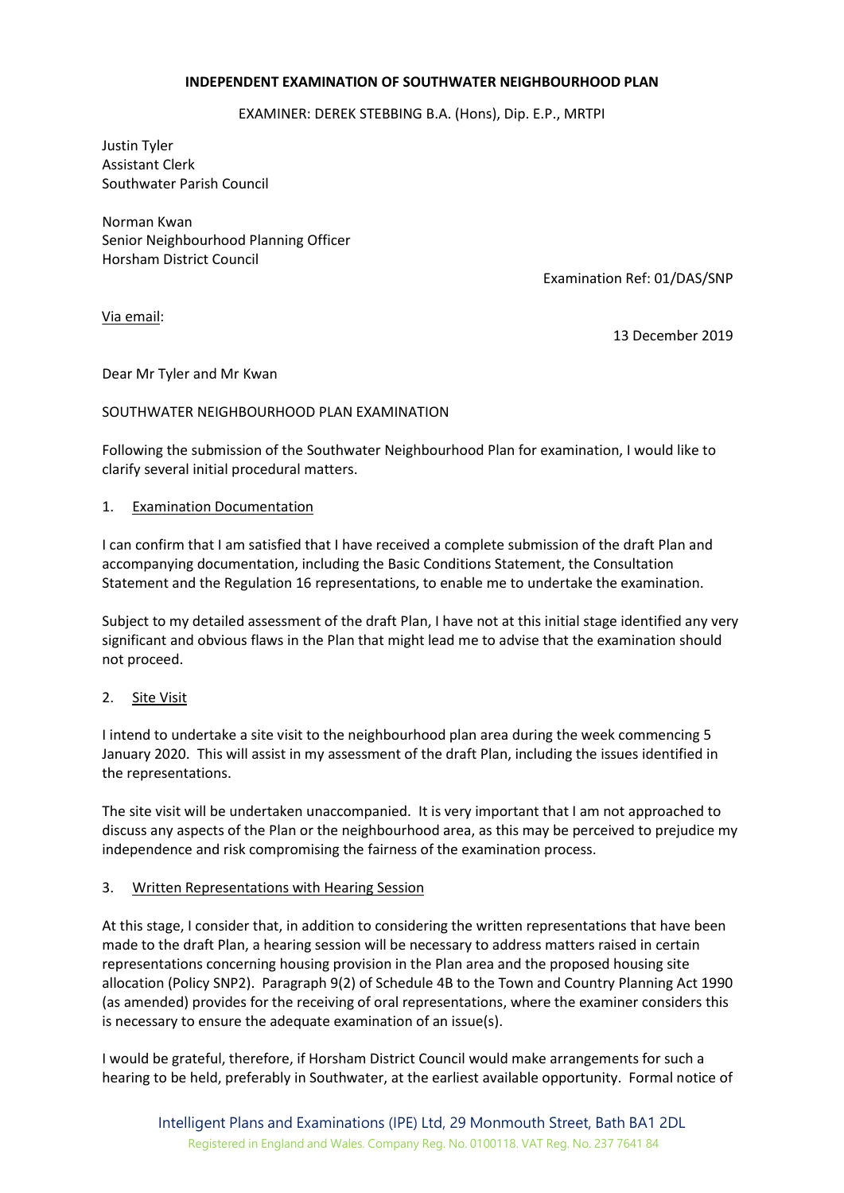**INDEPENDENT EXAMINATION OF SOUTHWATER NEIGHBOURHOOD PLAN**

EXAMINER: DEREK STEBBING B.A. (Hons), Dip. E.P., MRTPI

Justin Tyler
Assistant Clerk
Southwater Parish Council

Norman Kwan
Senior Neighbourhood Planning Officer
Horsham District Council

Examination Ref: 01/DAS/SNP

Via email:

13 December 2019

Dear Mr Tyler and Mr Kwan

SOUTHWATER NEIGHBOURHOOD PLAN EXAMINATION

Following the submission of the Southwater Neighbourhood Plan for examination, I would like to clarify several initial procedural matters.

1. Examination Documentation

I can confirm that I am satisfied that I have received a complete submission of the draft Plan and accompanying documentation, including the Basic Conditions Statement, the Consultation Statement and the Regulation 16 representations, to enable me to undertake the examination.

Subject to my detailed assessment of the draft Plan, I have not at this initial stage identified any very significant and obvious flaws in the Plan that might lead me to advise that the examination should not proceed.

2. Site Visit

I intend to undertake a site visit to the neighbourhood plan area during the week commencing 5 January 2020. This will assist in my assessment of the draft Plan, including the issues identified in the representations.

The site visit will be undertaken unaccompanied. It is very important that I am not approached to discuss any aspects of the Plan or the neighbourhood area, as this may be perceived to prejudice my independence and risk compromising the fairness of the examination process.

3. Written Representations with Hearing Session

At this stage, I consider that, in addition to considering the written representations that have been made to the draft Plan, a hearing session will be necessary to address matters raised in certain representations concerning housing provision in the Plan area and the proposed housing site allocation (Policy SNP2). Paragraph 9(2) of Schedule 4B to the Town and Country Planning Act 1990 (as amended) provides for the receiving of oral representations, where the examiner considers this is necessary to ensure the adequate examination of an issue(s).

I would be grateful, therefore, if Horsham District Council would make arrangements for such a hearing to be held, preferably in Southwater, at the earliest available opportunity. Formal notice of

Intelligent Plans and Examinations (IPE) Ltd, 29 Monmouth Street, Bath BA1 2DL
Registered in England and Wales. Company Reg. No. 0100118. VAT Reg. No. 237 7641 84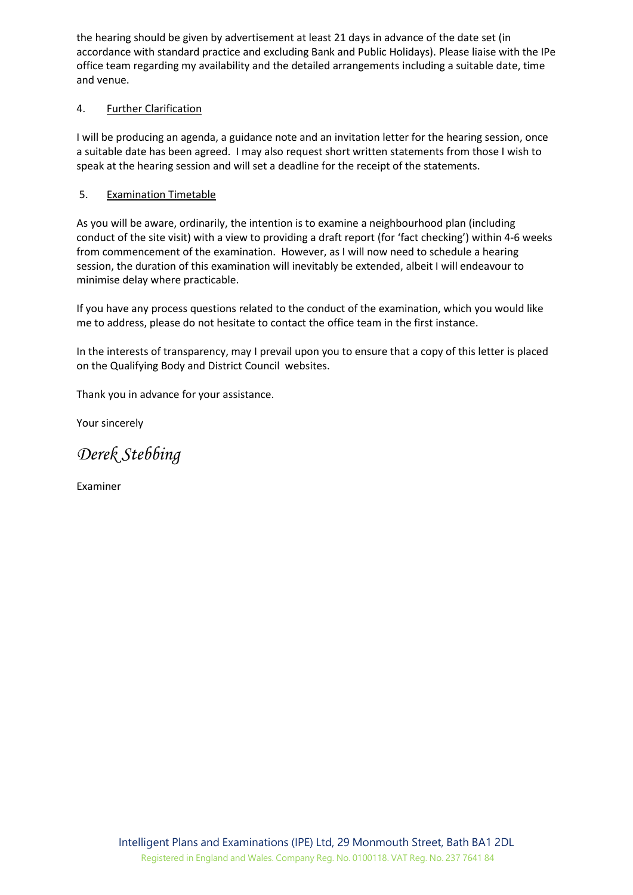the hearing should be given by advertisement at least 21 days in advance of the date set (in accordance with standard practice and excluding Bank and Public Holidays). Please liaise with the IPe office team regarding my availability and the detailed arrangements including a suitable date, time and venue.

4. Further Clarification

I will be producing an agenda, a guidance note and an invitation letter for the hearing session, once a suitable date has been agreed. I may also request short written statements from those I wish to speak at the hearing session and will set a deadline for the receipt of the statements.

5. Examination Timetable

As you will be aware, ordinarily, the intention is to examine a neighbourhood plan (including conduct of the site visit) with a view to providing a draft report (for 'fact checking') within 4-6 weeks from commencement of the examination. However, as I will now need to schedule a hearing session, the duration of this examination will inevitably be extended, albeit I will endeavour to minimise delay where practicable.

If you have any process questions related to the conduct of the examination, which you would like me to address, please do not hesitate to contact the office team in the first instance.

In the interests of transparency, may I prevail upon you to ensure that a copy of this letter is placed on the Qualifying Body and District Council websites.

Thank you in advance for your assistance.

Your sincerely

*Derek Stebbing*

Examiner

Intelligent Plans and Examinations (IPE) Ltd, 29 Monmouth Street, Bath BA1 2DL

Registered in England and Wales. Company Reg. No. 0100118. VAT Reg. No. 237 7641 84